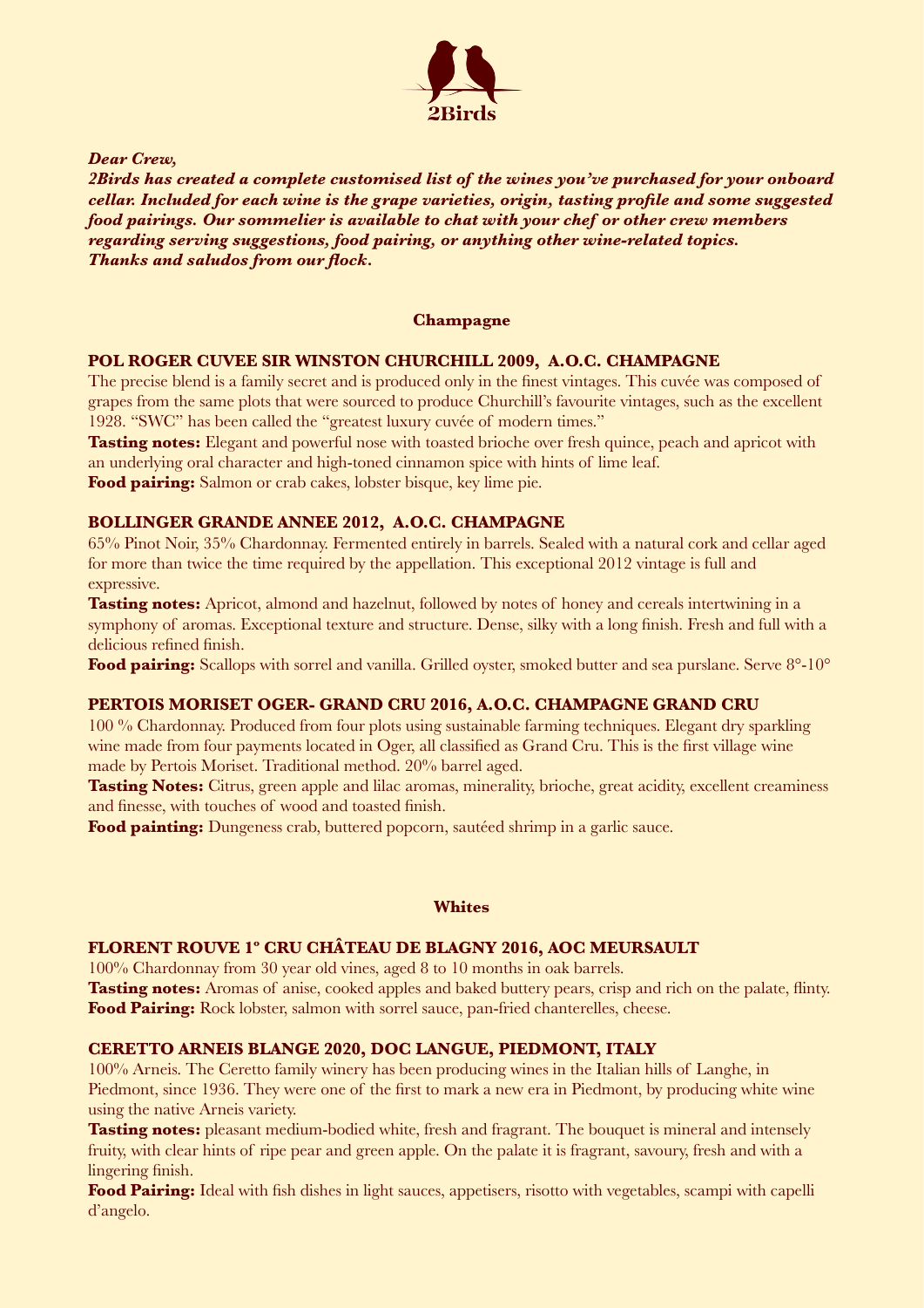2Birds

***Dear Crew,***
***2Birds has created a complete customised list of the wines you've purchased for your onboard cellar. Included for each wine is the grape varieties, origin, tasting profile and some suggested food pairings. Our sommelier is available to chat with your chef or other crew members regarding serving suggestions, food pairing, or anything other wine-related topics.***
***Thanks and saludos from our flock.***

## Champagne

### POL ROGER CUVEE SIR WINSTON CHURCHILL 2009, A.O.C. CHAMPAGNE

The precise blend is a family secret and is produced only in the finest vintages. This cuvée was composed of grapes from the same plots that were sourced to produce Churchill's favourite vintages, such as the excellent 1928. "SWC" has been called the "greatest luxury cuvée of modern times."

**Tasting notes:** Elegant and powerful nose with toasted brioche over fresh quince, peach and apricot with an underlying oral character and high-toned cinnamon spice with hints of lime leaf.

**Food pairing:** Salmon or crab cakes, lobster bisque, key lime pie.

### BOLLINGER GRANDE ANNEE 2012, A.O.C. CHAMPAGNE

65% Pinot Noir, 35% Chardonnay. Fermented entirely in barrels. Sealed with a natural cork and cellar aged for more than twice the time required by the appellation. This exceptional 2012 vintage is full and expressive.

**Tasting notes:** Apricot, almond and hazelnut, followed by notes of honey and cereals intertwining in a symphony of aromas. Exceptional texture and structure. Dense, silky with a long finish. Fresh and full with a delicious refined finish.

**Food pairing:** Scallops with sorrel and vanilla. Grilled oyster, smoked butter and sea purslane. Serve 8°-10°

### PERTOIS MORISET OGER- GRAND CRU 2016, A.O.C. CHAMPAGNE GRAND CRU

100 % Chardonnay. Produced from four plots using sustainable farming techniques. Elegant dry sparkling wine made from four payments located in Oger, all classified as Grand Cru. This is the first village wine made by Pertois Moriset. Traditional method. 20% barrel aged.

**Tasting Notes:** Citrus, green apple and lilac aromas, minerality, brioche, great acidity, excellent creaminess and finesse, with touches of wood and toasted finish.

**Food painting:** Dungeness crab, buttered popcorn, sautéed shrimp in a garlic sauce.

## Whites

### FLORENT ROUVE 1º CRU CHÂTEAU DE BLAGNY 2016, AOC MEURSAULT

100% Chardonnay from 30 year old vines, aged 8 to 10 months in oak barrels.

**Tasting notes:** Aromas of anise, cooked apples and baked buttery pears, crisp and rich on the palate, flinty.

**Food Pairing:** Rock lobster, salmon with sorrel sauce, pan-fried chanterelles, cheese.

### CERETTO ARNEIS BLANGE 2020, DOC LANGUE, PIEDMONT, ITALY

100% Arneis. The Ceretto family winery has been producing wines in the Italian hills of Langhe, in Piedmont, since 1936. They were one of the first to mark a new era in Piedmont, by producing white wine using the native Arneis variety.

**Tasting notes:** pleasant medium-bodied white, fresh and fragrant. The bouquet is mineral and intensely fruity, with clear hints of ripe pear and green apple. On the palate it is fragrant, savoury, fresh and with a lingering finish.

**Food Pairing:** Ideal with fish dishes in light sauces, appetisers, risotto with vegetables, scampi with capelli d'angelo.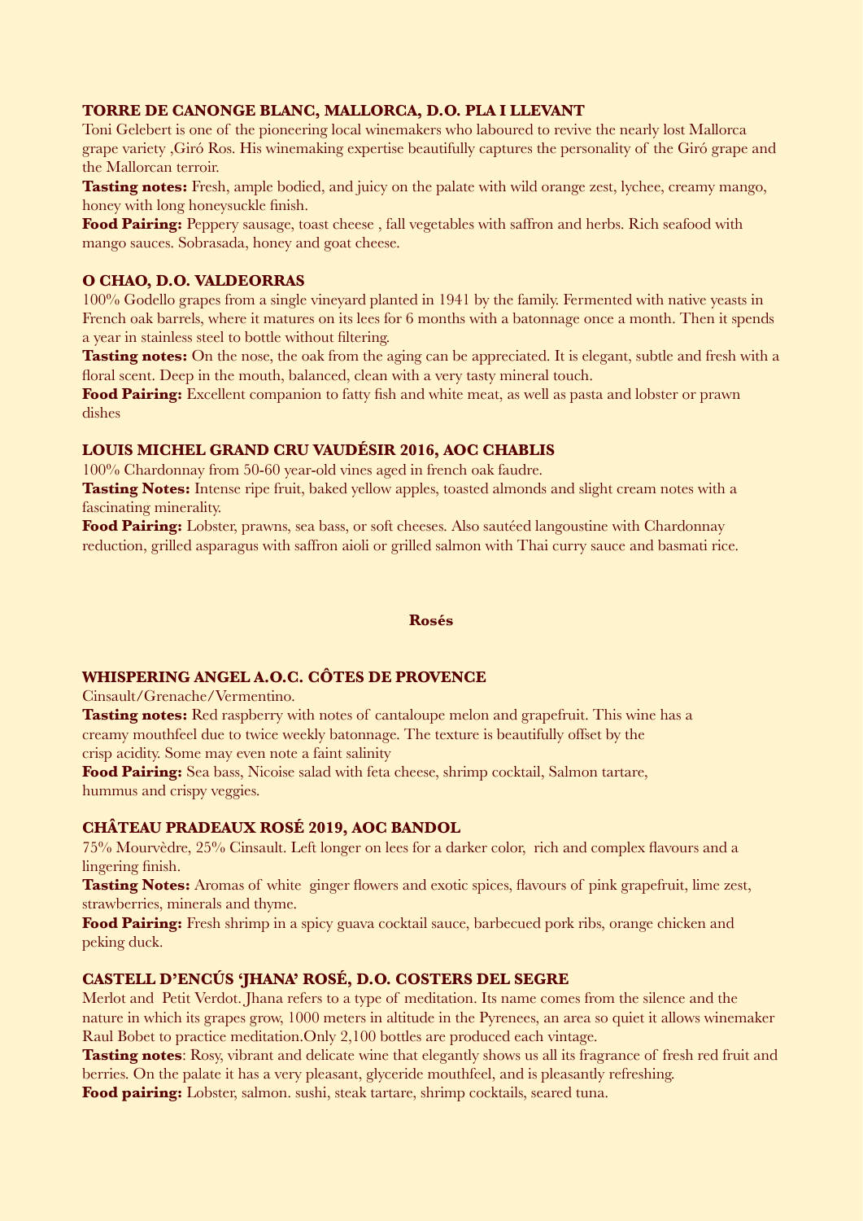### TORRE DE CANONGE BLANC, MALLORCA, D.O. PLA I LLEVANT

Toni Gelebert is one of the pioneering local winemakers who laboured to revive the nearly lost Mallorca grape variety ,Giró Ros. His winemaking expertise beautifully captures the personality of the Giró grape and the Mallorcan terroir.

**Tasting notes:** Fresh, ample bodied, and juicy on the palate with wild orange zest, lychee, creamy mango, honey with long honeysuckle finish.

**Food Pairing:** Peppery sausage, toast cheese , fall vegetables with saffron and herbs. Rich seafood with mango sauces. Sobrasada, honey and goat cheese.

### O CHAO, D.O. VALDEORRAS

100% Godello grapes from a single vineyard planted in 1941 by the family. Fermented with native yeasts in French oak barrels, where it matures on its lees for 6 months with a batonnage once a month. Then it spends a year in stainless steel to bottle without filtering.

**Tasting notes:** On the nose, the oak from the aging can be appreciated. It is elegant, subtle and fresh with a floral scent. Deep in the mouth, balanced, clean with a very tasty mineral touch.

**Food Pairing:** Excellent companion to fatty fish and white meat, as well as pasta and lobster or prawn dishes

### LOUIS MICHEL GRAND CRU VAUDÉSIR 2016, AOC CHABLIS

100% Chardonnay from 50-60 year-old vines aged in french oak faudre.

**Tasting Notes:** Intense ripe fruit, baked yellow apples, toasted almonds and slight cream notes with a fascinating minerality.

**Food Pairing:** Lobster, prawns, sea bass, or soft cheeses. Also sautéed langoustine with Chardonnay reduction, grilled asparagus with saffron aioli or grilled salmon with Thai curry sauce and basmati rice.

## Rosés

### WHISPERING ANGEL A.O.C. CÔTES DE PROVENCE

Cinsault/Grenache/Vermentino.

**Tasting notes:** Red raspberry with notes of cantaloupe melon and grapefruit. This wine has a creamy mouthfeel due to twice weekly batonnage. The texture is beautifully offset by the crisp acidity. Some may even note a faint salinity

**Food Pairing:** Sea bass, Nicoise salad with feta cheese, shrimp cocktail, Salmon tartare, hummus and crispy veggies.

### CHÂTEAU PRADEAUX ROSÉ 2019, AOC BANDOL

75% Mourvèdre, 25% Cinsault. Left longer on lees for a darker color, rich and complex flavours and a lingering finish.

**Tasting Notes:** Aromas of white ginger flowers and exotic spices, flavours of pink grapefruit, lime zest, strawberries, minerals and thyme.

**Food Pairing:** Fresh shrimp in a spicy guava cocktail sauce, barbecued pork ribs, orange chicken and peking duck.

### CASTELL D'ENCÚS 'JHANA' ROSÉ, D.O. COSTERS DEL SEGRE

Merlot and Petit Verdot. Jhana refers to a type of meditation. Its name comes from the silence and the nature in which its grapes grow, 1000 meters in altitude in the Pyrenees, an area so quiet it allows winemaker Raul Bobet to practice meditation.Only 2,100 bottles are produced each vintage.

**Tasting notes**: Rosy, vibrant and delicate wine that elegantly shows us all its fragrance of fresh red fruit and berries. On the palate it has a very pleasant, glyceride mouthfeel, and is pleasantly refreshing.

**Food pairing:** Lobster, salmon. sushi, steak tartare, shrimp cocktails, seared tuna.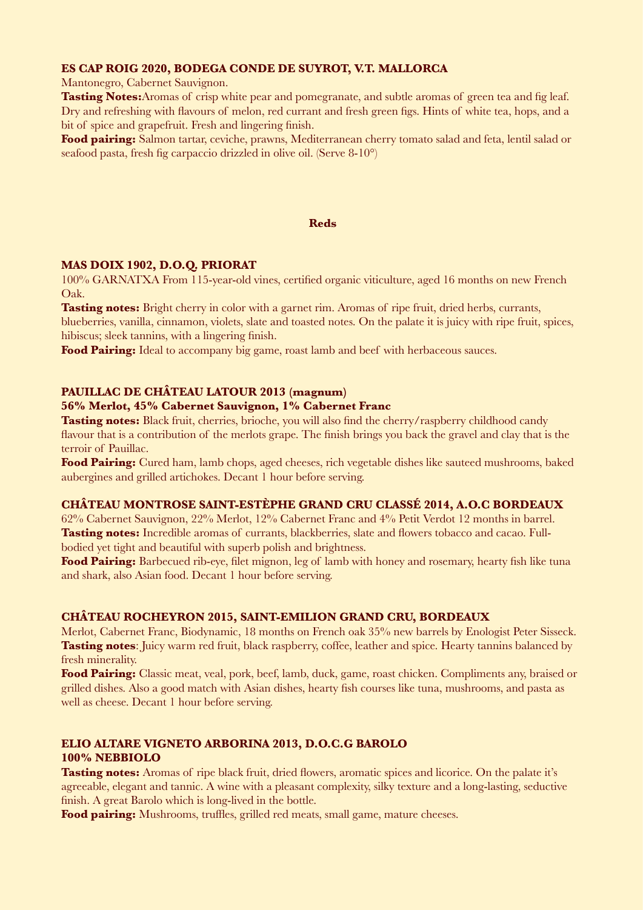### ES CAP ROIG 2020, BODEGA CONDE DE SUYROT, V.T. MALLORCA

Mantonegro, Cabernet Sauvignon.

**Tasting Notes:**Aromas of crisp white pear and pomegranate, and subtle aromas of green tea and fig leaf. Dry and refreshing with flavours of melon, red currant and fresh green figs. Hints of white tea, hops, and a bit of spice and grapefruit. Fresh and lingering finish.

**Food pairing:** Salmon tartar, ceviche, prawns, Mediterranean cherry tomato salad and feta, lentil salad or seafood pasta, fresh fig carpaccio drizzled in olive oil. (Serve 8-10°)

## Reds

### MAS DOIX 1902, D.O.Q. PRIORAT

100% GARNATXA From 115-year-old vines, certified organic viticulture, aged 16 months on new French Oak.

**Tasting notes:** Bright cherry in color with a garnet rim. Aromas of ripe fruit, dried herbs, currants, blueberries, vanilla, cinnamon, violets, slate and toasted notes. On the palate it is juicy with ripe fruit, spices, hibiscus; sleek tannins, with a lingering finish.

**Food Pairing:** Ideal to accompany big game, roast lamb and beef with herbaceous sauces.

### PAUILLAC DE CHÂTEAU LATOUR 2013 (magnum)

**56% Merlot, 45% Cabernet Sauvignon, 1% Cabernet Franc**

**Tasting notes:** Black fruit, cherries, brioche, you will also find the cherry/raspberry childhood candy flavour that is a contribution of the merlots grape. The finish brings you back the gravel and clay that is the terroir of Pauillac.

**Food Pairing:** Cured ham, lamb chops, aged cheeses, rich vegetable dishes like sauteed mushrooms, baked aubergines and grilled artichokes. Decant 1 hour before serving.

### CHÂTEAU MONTROSE SAINT-ESTÈPHE GRAND CRU CLASSÉ 2014, A.O.C BORDEAUX

62% Cabernet Sauvignon, 22% Merlot, 12% Cabernet Franc and 4% Petit Verdot 12 months in barrel.

**Tasting notes:** Incredible aromas of currants, blackberries, slate and flowers tobacco and cacao. Full-bodied yet tight and beautiful with superb polish and brightness.

**Food Pairing:** Barbecued rib-eye, filet mignon, leg of lamb with honey and rosemary, hearty fish like tuna and shark, also Asian food. Decant 1 hour before serving.

### CHÂTEAU ROCHEYRON 2015, SAINT-EMILION GRAND CRU, BORDEAUX

Merlot, Cabernet Franc, Biodynamic, 18 months on French oak 35% new barrels by Enologist Peter Sisseck.

**Tasting notes**: Juicy warm red fruit, black raspberry, coffee, leather and spice. Hearty tannins balanced by fresh minerality.

**Food Pairing:** Classic meat, veal, pork, beef, lamb, duck, game, roast chicken. Compliments any, braised or grilled dishes. Also a good match with Asian dishes, hearty fish courses like tuna, mushrooms, and pasta as well as cheese. Decant 1 hour before serving.

### ELIO ALTARE VIGNETO ARBORINA 2013, D.O.C.G BAROLO

**100% NEBBIOLO**

**Tasting notes:** Aromas of ripe black fruit, dried flowers, aromatic spices and licorice. On the palate it's agreeable, elegant and tannic. A wine with a pleasant complexity, silky texture and a long-lasting, seductive finish. A great Barolo which is long-lived in the bottle.

**Food pairing:** Mushrooms, truffles, grilled red meats, small game, mature cheeses.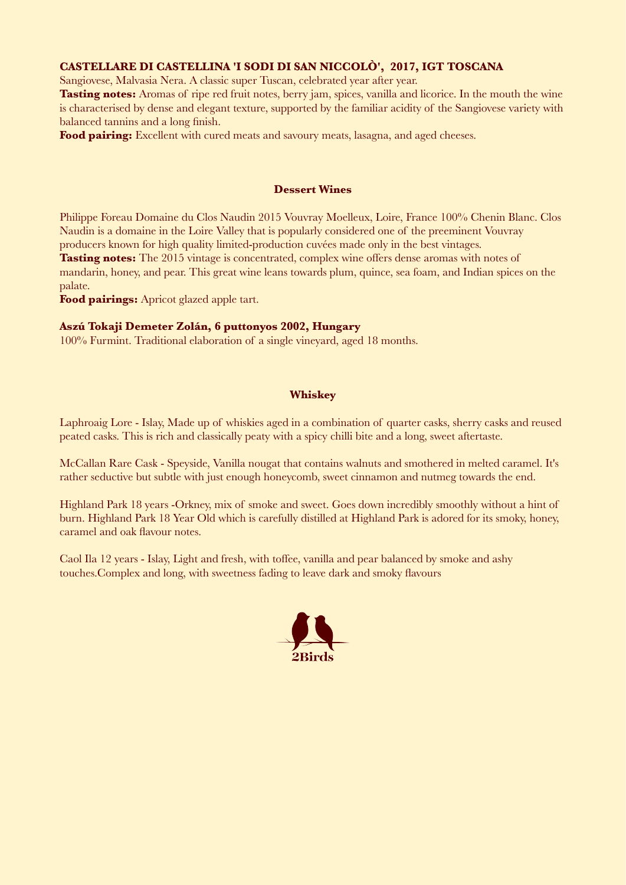**CASTELLARE DI CASTELLINA 'I SODI DI SAN NICCOLÒ', 2017, IGT TOSCANA**

Sangiovese, Malvasia Nera. A classic super Tuscan, celebrated year after year.

**Tasting notes:** Aromas of ripe red fruit notes, berry jam, spices, vanilla and licorice. In the mouth the wine is characterised by dense and elegant texture, supported by the familiar acidity of the Sangiovese variety with balanced tannins and a long finish.

**Food pairing:** Excellent with cured meats and savoury meats, lasagna, and aged cheeses.

## Dessert Wines

Philippe Foreau Domaine du Clos Naudin 2015 Vouvray Moelleux, Loire, France 100% Chenin Blanc. Clos Naudin is a domaine in the Loire Valley that is popularly considered one of the preeminent Vouvray producers known for high quality limited-production cuvées made only in the best vintages.

**Tasting notes:** The 2015 vintage is concentrated, complex wine offers dense aromas with notes of mandarin, honey, and pear. This great wine leans towards plum, quince, sea foam, and Indian spices on the palate.

**Food pairings:** Apricot glazed apple tart.

**Aszú Tokaji Demeter Zolán, 6 puttonyos 2002, Hungary**

100% Furmint. Traditional elaboration of a single vineyard, aged 18 months.

## Whiskey

Laphroaig Lore - Islay, Made up of whiskies aged in a combination of quarter casks, sherry casks and reused peated casks. This is rich and classically peaty with a spicy chilli bite and a long, sweet aftertaste.

McCallan Rare Cask - Speyside, Vanilla nougat that contains walnuts and smothered in melted caramel. It's rather seductive but subtle with just enough honeycomb, sweet cinnamon and nutmeg towards the end.

Highland Park 18 years -Orkney, mix of smoke and sweet. Goes down incredibly smoothly without a hint of burn. Highland Park 18 Year Old which is carefully distilled at Highland Park is adored for its smoky, honey, caramel and oak flavour notes.

Caol Ila 12 years - Islay, Light and fresh, with toffee, vanilla and pear balanced by smoke and ashy touches.Complex and long, with sweetness fading to leave dark and smoky flavours

2Birds